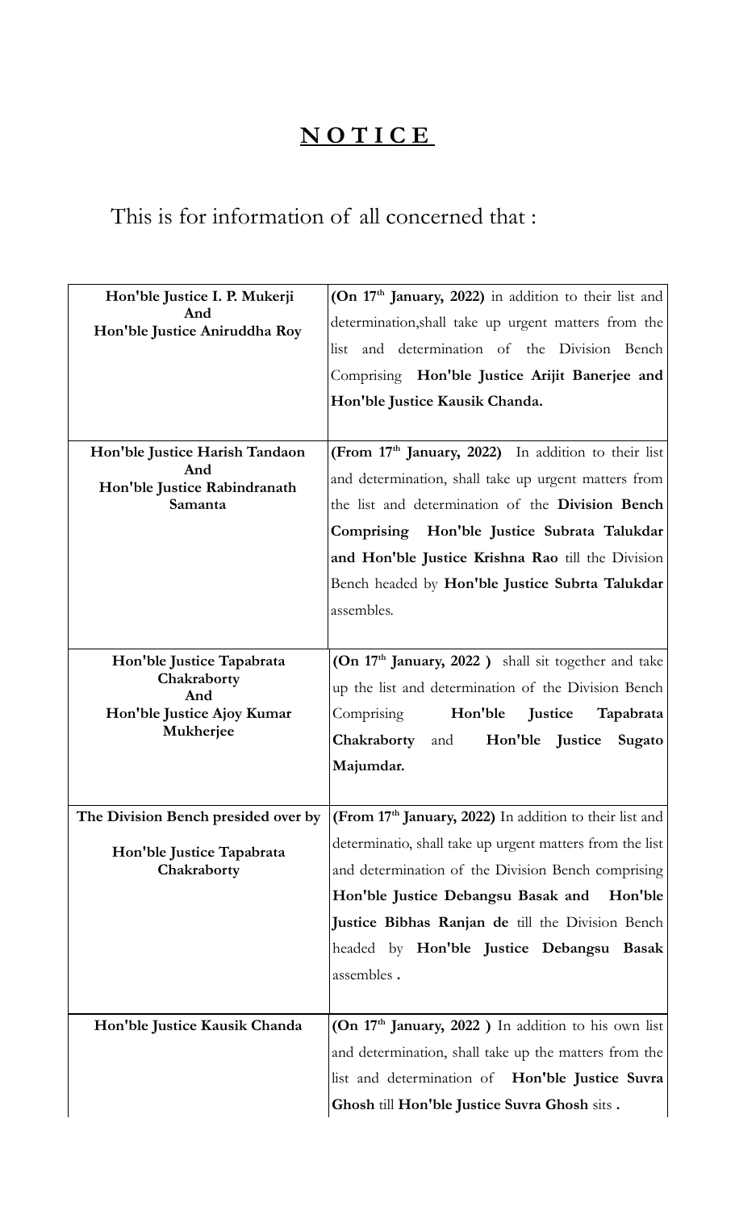# **N O T I C E**

This is for information of all concerned that :

| | |
|---|---|
| **Hon'ble Justice I. P. Mukerji And Hon'ble Justice Aniruddha Roy** | **(On 17th January, 2022)** in addition to their list and determination,shall take up urgent matters from the list and determination of the Division Bench Comprising **Hon'ble Justice Arijit Banerjee and Hon'ble Justice Kausik Chanda.** |
| **Hon'ble Justice Harish Tandaon And Hon'ble Justice Rabindranath Samanta** | **(From 17th January, 2022)** In addition to their list and determination, shall take up urgent matters from the list and determination of the **Division Bench Comprising Hon'ble Justice Subrata Talukdar and Hon'ble Justice Krishna Rao** till the Division Bench headed by **Hon'ble Justice Subrta Talukdar** assembles. |
| **Hon'ble Justice Tapabrata Chakraborty And Hon'ble Justice Ajoy Kumar Mukherjee** | **(On 17th January, 2022 )** shall sit together and take up the list and determination of the Division Bench Comprising **Hon'ble Justice Tapabrata Chakraborty** and **Hon'ble Justice Sugato Majumdar.** |
| **The Division Bench presided over by Hon'ble Justice Tapabrata Chakraborty** | **(From 17th January, 2022)** In addition to their list and determinatio, shall take up urgent matters from the list and determination of the Division Bench comprising **Hon'ble Justice Debangsu Basak and Hon'ble Justice Bibhas Ranjan de** till the Division Bench headed by **Hon'ble Justice Debangsu Basak** assembles **.** |
| **Hon'ble Justice Kausik Chanda** | **(On 17th January, 2022 )** In addition to his own list and determination, shall take up the matters from the list and determination of **Hon'ble Justice Suvra Ghosh** till **Hon'ble Justice Suvra Ghosh** sits **.** |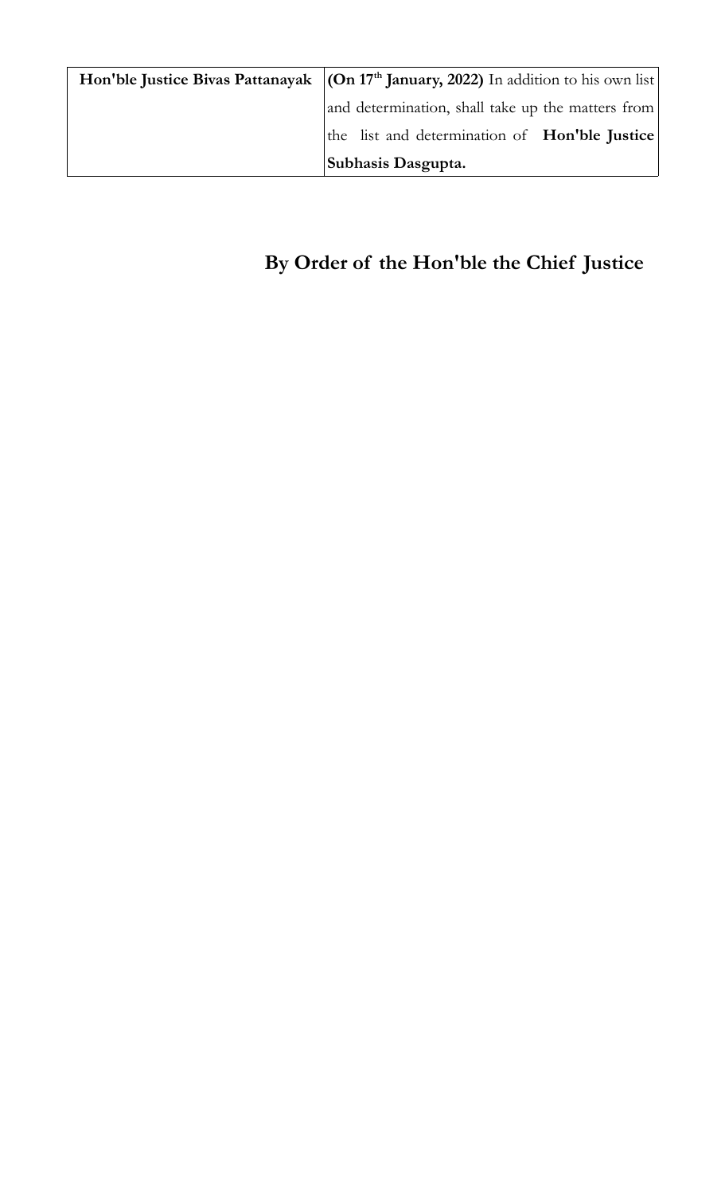| | |
|---|---|
| **Hon'ble Justice Bivas Pattanayak** | **(On 17th January, 2022)** In addition to his own list and determination, shall take up the matters from the list and determination of **Hon'ble Justice Subhasis Dasgupta.** |

**By Order of the Hon'ble the Chief Justice**